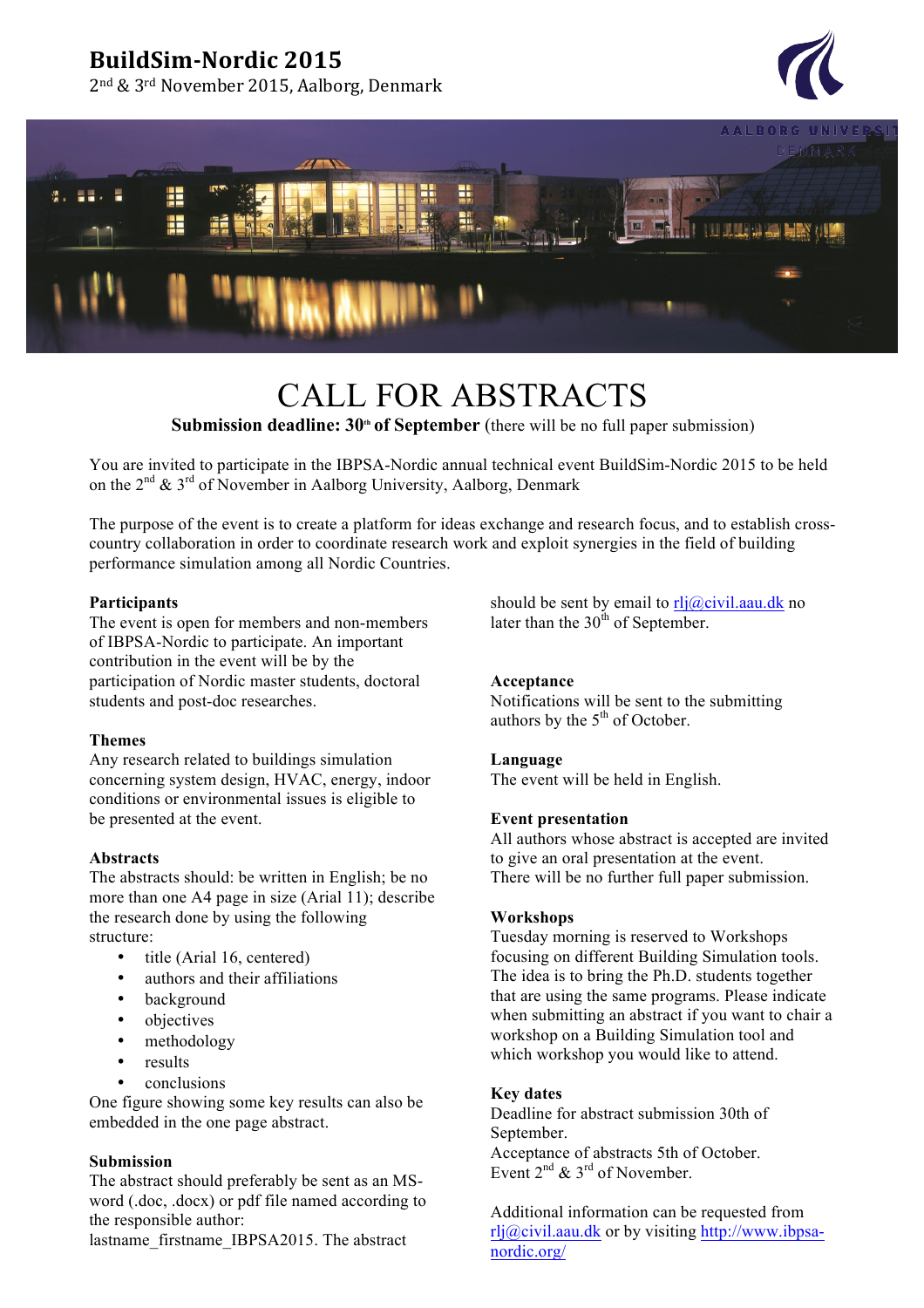# BuildSim-Nordic 2015

2nd & 3rd November 2015, Aalborg, Denmark

# CALL FOR ABSTRACTS

**Submission deadline: 30th of September** (there will be no full paper submission)

You are invited to participate in the IBPSA-Nordic annual technical event BuildSim-Nordic 2015 to be held on the 2nd & 3rd of November in Aalborg University, Aalborg, Denmark

The purpose of the event is to create a platform for ideas exchange and research focus, and to establish cross-country collaboration in order to coordinate research work and exploit synergies in the field of building performance simulation among all Nordic Countries.

### Participants

The event is open for members and non-members of IBPSA-Nordic to participate. An important contribution in the event will be by the participation of Nordic master students, doctoral students and post-doc researches.

### Themes

Any research related to buildings simulation concerning system design, HVAC, energy, indoor conditions or environmental issues is eligible to be presented at the event.

### Abstracts

The abstracts should: be written in English; be no more than one A4 page in size (Arial 11); describe the research done by using the following structure:

- title (Arial 16, centered)
- authors and their affiliations
- background
- objectives
- methodology
- results
- conclusions

One figure showing some key results can also be embedded in the one page abstract.

### Submission

The abstract should preferably be sent as an MS-word (.doc, .docx) or pdf file named according to the responsible author: lastname_firstname_IBPSA2015. The abstract should be sent by email to rlj@civil.aau.dk no later than the 30th of September.

### Acceptance

Notifications will be sent to the submitting authors by the 5th of October.

### Language

The event will be held in English.

### Event presentation

All authors whose abstract is accepted are invited to give an oral presentation at the event. There will be no further full paper submission.

### Workshops

Tuesday morning is reserved to Workshops focusing on different Building Simulation tools. The idea is to bring the Ph.D. students together that are using the same programs. Please indicate when submitting an abstract if you want to chair a workshop on a Building Simulation tool and which workshop you would like to attend.

### Key dates

Deadline for abstract submission 30th of September.
Acceptance of abstracts 5th of October.
Event 2nd & 3rd of November.

Additional information can be requested from rlj@civil.aau.dk or by visiting http://www.ibpsa-nordic.org/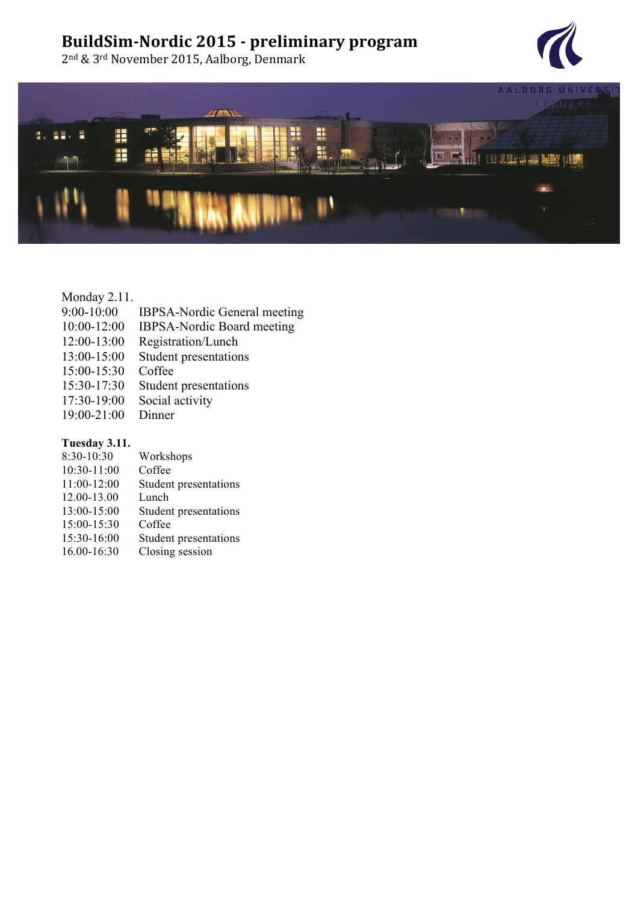# BuildSim-Nordic 2015 - preliminary program

2nd & 3rd November 2015, Aalborg, Denmark

Monday 2.11.

| | |
|---|---|
| 9:00-10:00 | IBPSA-Nordic General meeting |
| 10:00-12:00 | IBPSA-Nordic Board meeting |
| 12:00-13:00 | Registration/Lunch |
| 13:00-15:00 | Student presentations |
| 15:00-15:30 | Coffee |
| 15:30-17:30 | Student presentations |
| 17:30-19:00 | Social activity |
| 19:00-21:00 | Dinner |

**Tuesday 3.11.**

| | |
|---|---|
| 8:30-10:30 | Workshops |
| 10:30-11:00 | Coffee |
| 11:00-12:00 | Student presentations |
| 12.00-13.00 | Lunch |
| 13:00-15:00 | Student presentations |
| 15:00-15:30 | Coffee |
| 15:30-16:00 | Student presentations |
| 16.00-16:30 | Closing session |